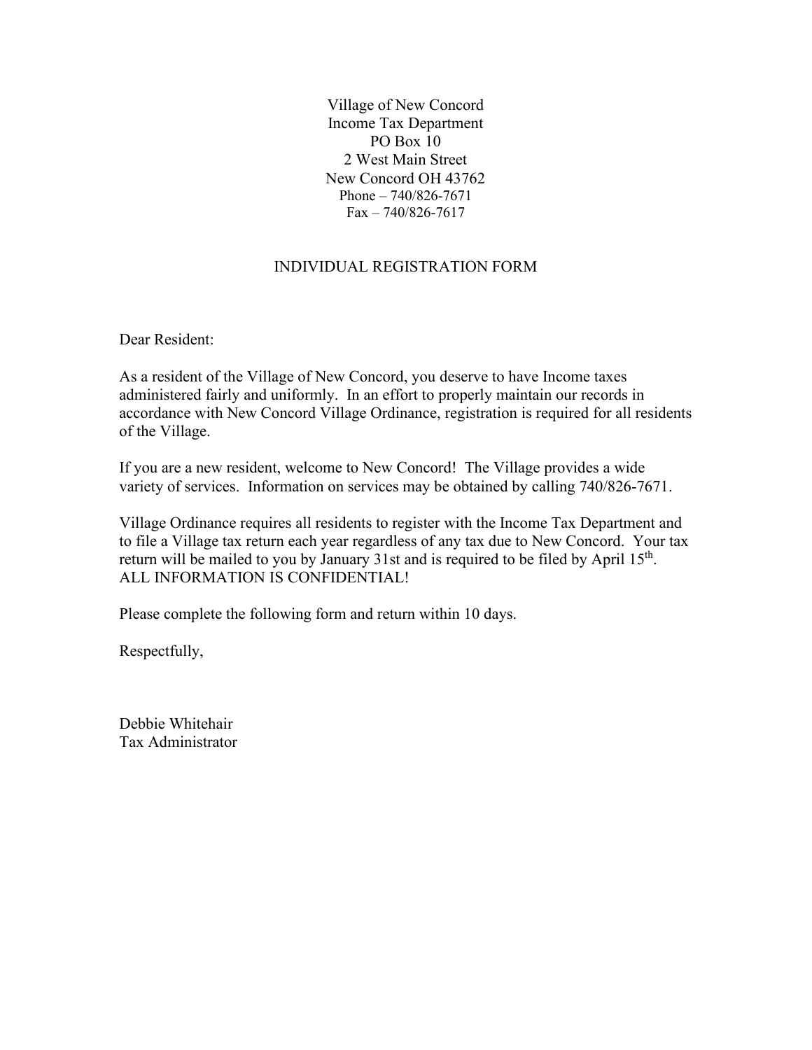Village of New Concord
Income Tax Department
PO Box 10
2 West Main Street
New Concord OH 43762
Phone – 740/826-7671
Fax – 740/826-7617

# INDIVIDUAL REGISTRATION FORM

Dear Resident:

As a resident of the Village of New Concord, you deserve to have Income taxes administered fairly and uniformly. In an effort to properly maintain our records in accordance with New Concord Village Ordinance, registration is required for all residents of the Village.

If you are a new resident, welcome to New Concord! The Village provides a wide variety of services. Information on services may be obtained by calling 740/826-7671.

Village Ordinance requires all residents to register with the Income Tax Department and to file a Village tax return each year regardless of any tax due to New Concord. Your tax return will be mailed to you by January 31st and is required to be filed by April 15th. ALL INFORMATION IS CONFIDENTIAL!

Please complete the following form and return within 10 days.

Respectfully,

Debbie Whitehair
Tax Administrator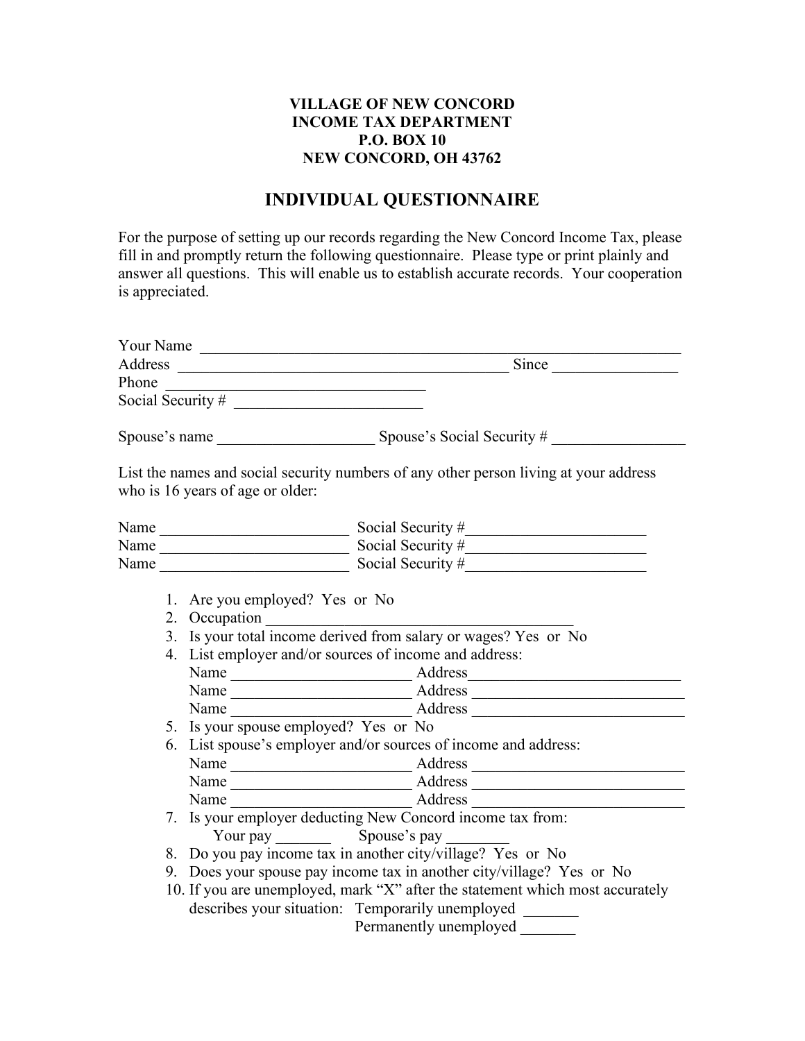**VILLAGE OF NEW CONCORD**
**INCOME TAX DEPARTMENT**
**P.O. BOX 10**
**NEW CONCORD, OH 43762**

# INDIVIDUAL QUESTIONNAIRE

For the purpose of setting up our records regarding the New Concord Income Tax, please fill in and promptly return the following questionnaire. Please type or print plainly and answer all questions. This will enable us to establish accurate records. Your cooperation is appreciated.

Your Name ____________________________________________________________

Address __________________________________________ Since _______________

Phone _________________________________

Social Security # ________________________

Spouse's name ___________________ Spouse's Social Security # ________________

List the names and social security numbers of any other person living at your address who is 16 years of age or older:

Name ________________________ Social Security #______________________

Name ________________________ Social Security #______________________

Name ________________________ Social Security #______________________

1. Are you employed? Yes or No
2. Occupation ________________________________________
3. Is your total income derived from salary or wages? Yes or No
4. List employer and/or sources of income and address:
   Name _______________________ Address___________________________
   Name _______________________ Address ___________________________
   Name _______________________ Address ___________________________
5. Is your spouse employed? Yes or No
6. List spouse's employer and/or sources of income and address:
   Name _______________________ Address ___________________________
   Name _______________________ Address ___________________________
   Name _______________________ Address ___________________________
7. Is your employer deducting New Concord income tax from:
   Your pay _______ Spouse's pay ________
8. Do you pay income tax in another city/village? Yes or No
9. Does your spouse pay income tax in another city/village? Yes or No
10. If you are unemployed, mark "X" after the statement which most accurately describes your situation: Temporarily unemployed _______
    Permanently unemployed _______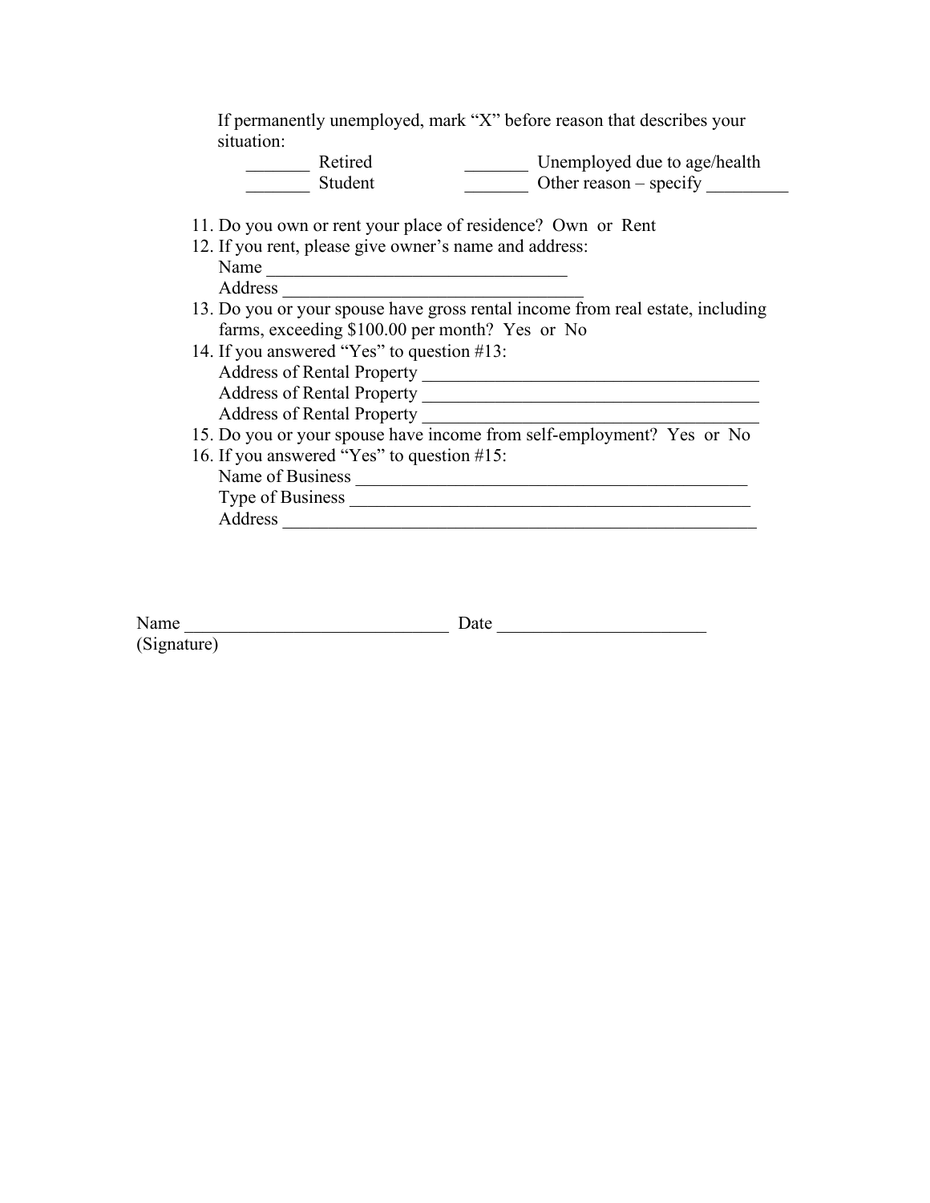If permanently unemployed, mark "X" before reason that describes your situation:

_______ Retired _______ Unemployed due to age/health
_______ Student _______ Other reason – specify _________

11. Do you own or rent your place of residence? Own or Rent
12. If you rent, please give owner's name and address:
    Name _________________________________
    Address _________________________________
13. Do you or your spouse have gross rental income from real estate, including farms, exceeding $100.00 per month? Yes or No
14. If you answered "Yes" to question #13:
    Address of Rental Property _____________________________________
    Address of Rental Property _____________________________________
    Address of Rental Property _____________________________________
15. Do you or your spouse have income from self-employment? Yes or No
16. If you answered "Yes" to question #15:
    Name of Business ___________________________________________
    Type of Business ___________________________________________
    Address ___________________________________________________

Name _____________________________ Date _______________________
(Signature)